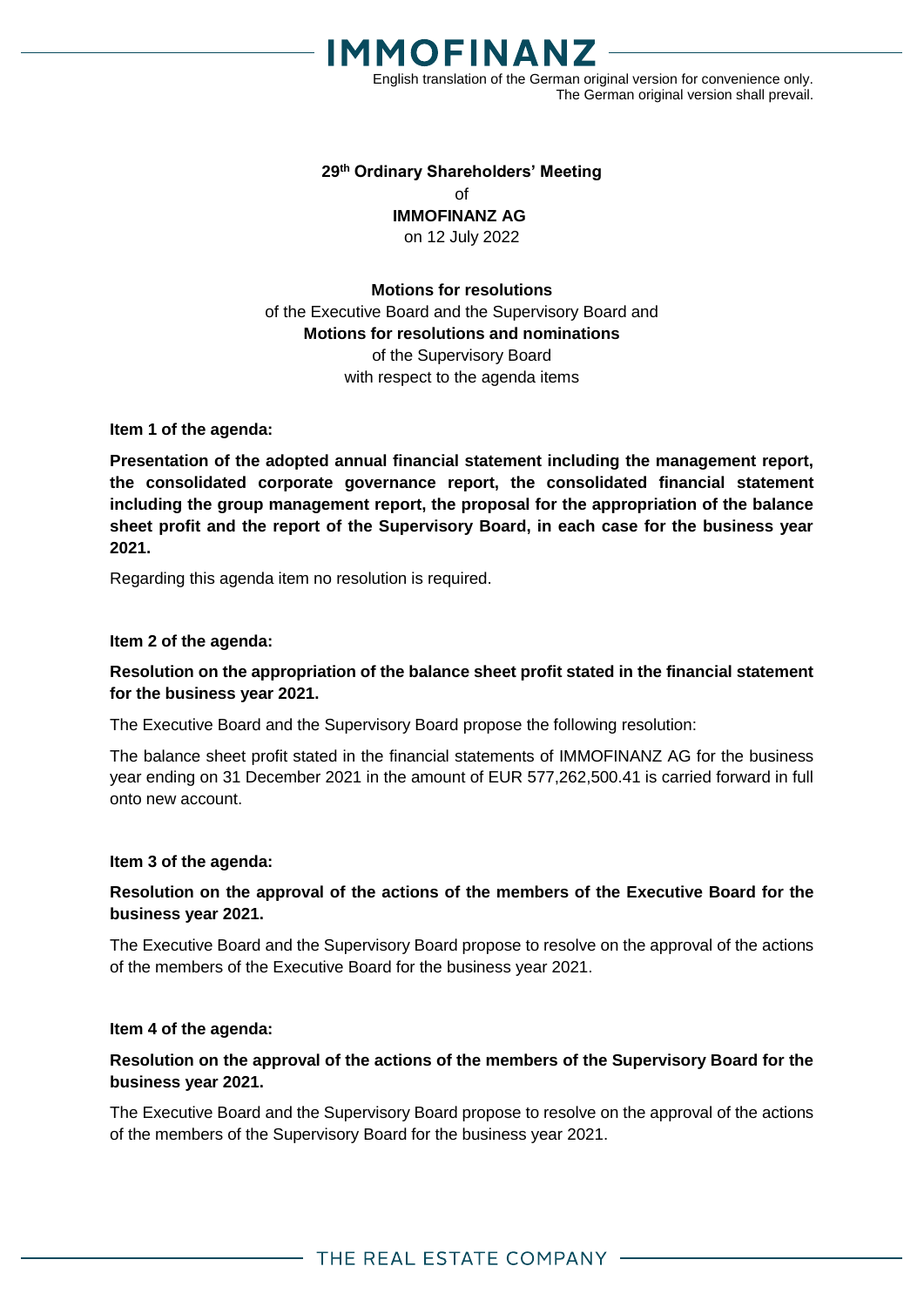English translation of the German original version for convenience only.
The German original version shall prevail.

**29th Ordinary Shareholders' Meeting**
of
**IMMOFINANZ AG**
on 12 July 2022

**Motions for resolutions**
of the Executive Board and the Supervisory Board and
**Motions for resolutions and nominations**
of the Supervisory Board
with respect to the agenda items

**Item 1 of the agenda:**

**Presentation of the adopted annual financial statement including the management report, the consolidated corporate governance report, the consolidated financial statement including the group management report, the proposal for the appropriation of the balance sheet profit and the report of the Supervisory Board, in each case for the business year 2021.**

Regarding this agenda item no resolution is required.

**Item 2 of the agenda:**

**Resolution on the appropriation of the balance sheet profit stated in the financial statement for the business year 2021.**

The Executive Board and the Supervisory Board propose the following resolution:

The balance sheet profit stated in the financial statements of IMMOFINANZ AG for the business year ending on 31 December 2021 in the amount of EUR 577,262,500.41 is carried forward in full onto new account.

**Item 3 of the agenda:**

**Resolution on the approval of the actions of the members of the Executive Board for the business year 2021.**

The Executive Board and the Supervisory Board propose to resolve on the approval of the actions of the members of the Executive Board for the business year 2021.

**Item 4 of the agenda:**

**Resolution on the approval of the actions of the members of the Supervisory Board for the business year 2021.**

The Executive Board and the Supervisory Board propose to resolve on the approval of the actions of the members of the Supervisory Board for the business year 2021.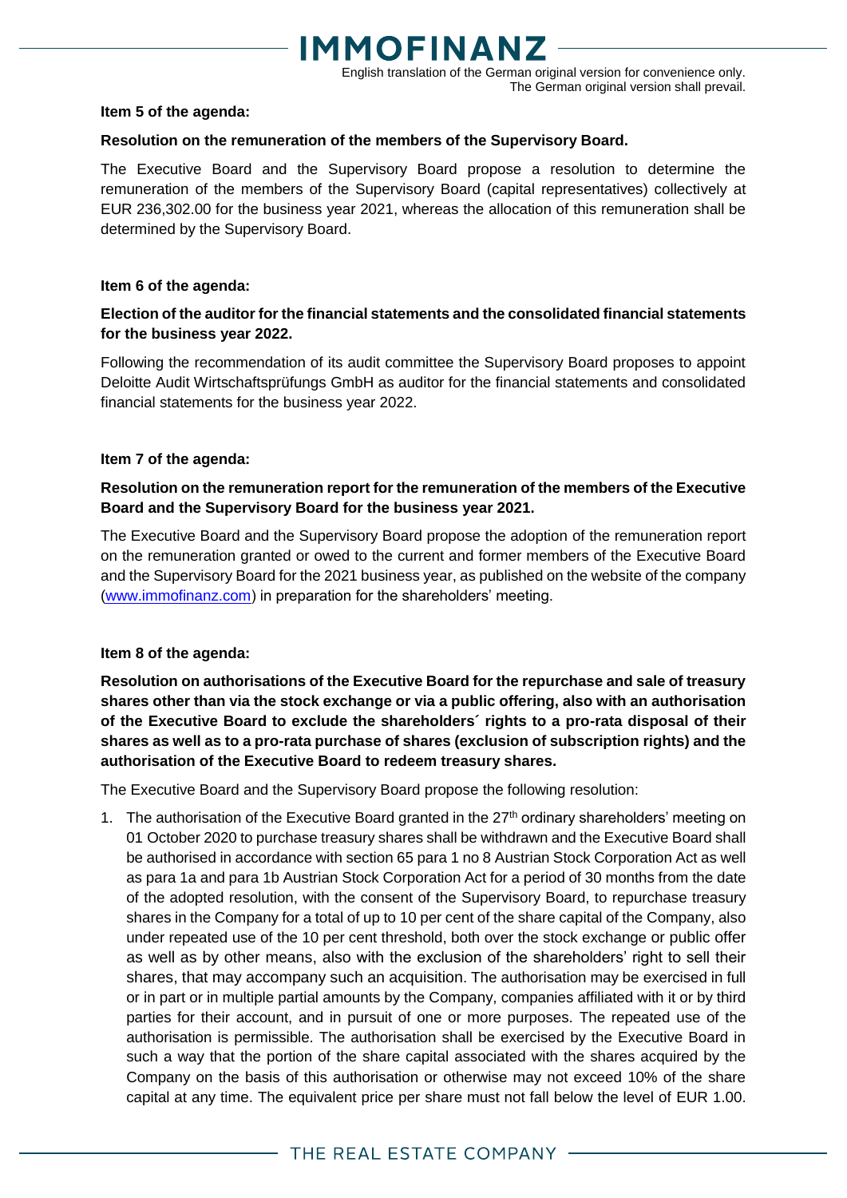**Item 5 of the agenda:**

**Resolution on the remuneration of the members of the Supervisory Board.**

The Executive Board and the Supervisory Board propose a resolution to determine the remuneration of the members of the Supervisory Board (capital representatives) collectively at EUR 236,302.00 for the business year 2021, whereas the allocation of this remuneration shall be determined by the Supervisory Board.

**Item 6 of the agenda:**

**Election of the auditor for the financial statements and the consolidated financial statements for the business year 2022.**

Following the recommendation of its audit committee the Supervisory Board proposes to appoint Deloitte Audit Wirtschaftsprüfungs GmbH as auditor for the financial statements and consolidated financial statements for the business year 2022.

**Item 7 of the agenda:**

**Resolution on the remuneration report for the remuneration of the members of the Executive Board and the Supervisory Board for the business year 2021.**

The Executive Board and the Supervisory Board propose the adoption of the remuneration report on the remuneration granted or owed to the current and former members of the Executive Board and the Supervisory Board for the 2021 business year, as published on the website of the company (www.immofinanz.com) in preparation for the shareholders' meeting.

**Item 8 of the agenda:**

**Resolution on authorisations of the Executive Board for the repurchase and sale of treasury shares other than via the stock exchange or via a public offering, also with an authorisation of the Executive Board to exclude the shareholders´ rights to a pro-rata disposal of their shares as well as to a pro-rata purchase of shares (exclusion of subscription rights) and the authorisation of the Executive Board to redeem treasury shares.**

The Executive Board and the Supervisory Board propose the following resolution:

1. The authorisation of the Executive Board granted in the 27th ordinary shareholders' meeting on 01 October 2020 to purchase treasury shares shall be withdrawn and the Executive Board shall be authorised in accordance with section 65 para 1 no 8 Austrian Stock Corporation Act as well as para 1a and para 1b Austrian Stock Corporation Act for a period of 30 months from the date of the adopted resolution, with the consent of the Supervisory Board, to repurchase treasury shares in the Company for a total of up to 10 per cent of the share capital of the Company, also under repeated use of the 10 per cent threshold, both over the stock exchange or public offer as well as by other means, also with the exclusion of the shareholders' right to sell their shares, that may accompany such an acquisition. The authorisation may be exercised in full or in part or in multiple partial amounts by the Company, companies affiliated with it or by third parties for their account, and in pursuit of one or more purposes. The repeated use of the authorisation is permissible. The authorisation shall be exercised by the Executive Board in such a way that the portion of the share capital associated with the shares acquired by the Company on the basis of this authorisation or otherwise may not exceed 10% of the share capital at any time. The equivalent price per share must not fall below the level of EUR 1.00.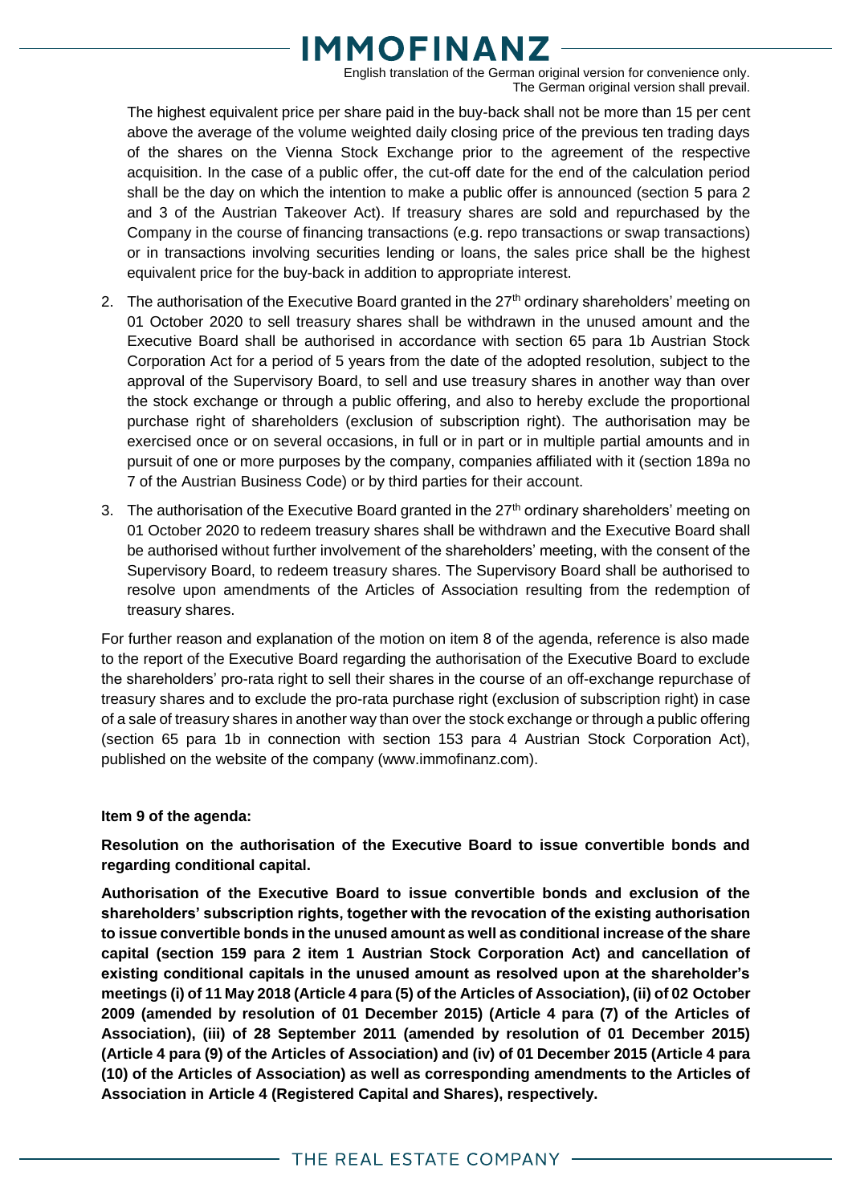The highest equivalent price per share paid in the buy-back shall not be more than 15 per cent above the average of the volume weighted daily closing price of the previous ten trading days of the shares on the Vienna Stock Exchange prior to the agreement of the respective acquisition. In the case of a public offer, the cut-off date for the end of the calculation period shall be the day on which the intention to make a public offer is announced (section 5 para 2 and 3 of the Austrian Takeover Act). If treasury shares are sold and repurchased by the Company in the course of financing transactions (e.g. repo transactions or swap transactions) or in transactions involving securities lending or loans, the sales price shall be the highest equivalent price for the buy-back in addition to appropriate interest.

2. The authorisation of the Executive Board granted in the 27th ordinary shareholders' meeting on 01 October 2020 to sell treasury shares shall be withdrawn in the unused amount and the Executive Board shall be authorised in accordance with section 65 para 1b Austrian Stock Corporation Act for a period of 5 years from the date of the adopted resolution, subject to the approval of the Supervisory Board, to sell and use treasury shares in another way than over the stock exchange or through a public offering, and also to hereby exclude the proportional purchase right of shareholders (exclusion of subscription right). The authorisation may be exercised once or on several occasions, in full or in part or in multiple partial amounts and in pursuit of one or more purposes by the company, companies affiliated with it (section 189a no 7 of the Austrian Business Code) or by third parties for their account.

3. The authorisation of the Executive Board granted in the 27th ordinary shareholders' meeting on 01 October 2020 to redeem treasury shares shall be withdrawn and the Executive Board shall be authorised without further involvement of the shareholders' meeting, with the consent of the Supervisory Board, to redeem treasury shares. The Supervisory Board shall be authorised to resolve upon amendments of the Articles of Association resulting from the redemption of treasury shares.

For further reason and explanation of the motion on item 8 of the agenda, reference is also made to the report of the Executive Board regarding the authorisation of the Executive Board to exclude the shareholders' pro-rata right to sell their shares in the course of an off-exchange repurchase of treasury shares and to exclude the pro-rata purchase right (exclusion of subscription right) in case of a sale of treasury shares in another way than over the stock exchange or through a public offering (section 65 para 1b in connection with section 153 para 4 Austrian Stock Corporation Act), published on the website of the company (www.immofinanz.com).

**Item 9 of the agenda:**

**Resolution on the authorisation of the Executive Board to issue convertible bonds and regarding conditional capital.**

**Authorisation of the Executive Board to issue convertible bonds and exclusion of the shareholders' subscription rights, together with the revocation of the existing authorisation to issue convertible bonds in the unused amount as well as conditional increase of the share capital (section 159 para 2 item 1 Austrian Stock Corporation Act) and cancellation of existing conditional capitals in the unused amount as resolved upon at the shareholder's meetings (i) of 11 May 2018 (Article 4 para (5) of the Articles of Association), (ii) of 02 October 2009 (amended by resolution of 01 December 2015) (Article 4 para (7) of the Articles of Association), (iii) of 28 September 2011 (amended by resolution of 01 December 2015) (Article 4 para (9) of the Articles of Association) and (iv) of 01 December 2015 (Article 4 para (10) of the Articles of Association) as well as corresponding amendments to the Articles of Association in Article 4 (Registered Capital and Shares), respectively.**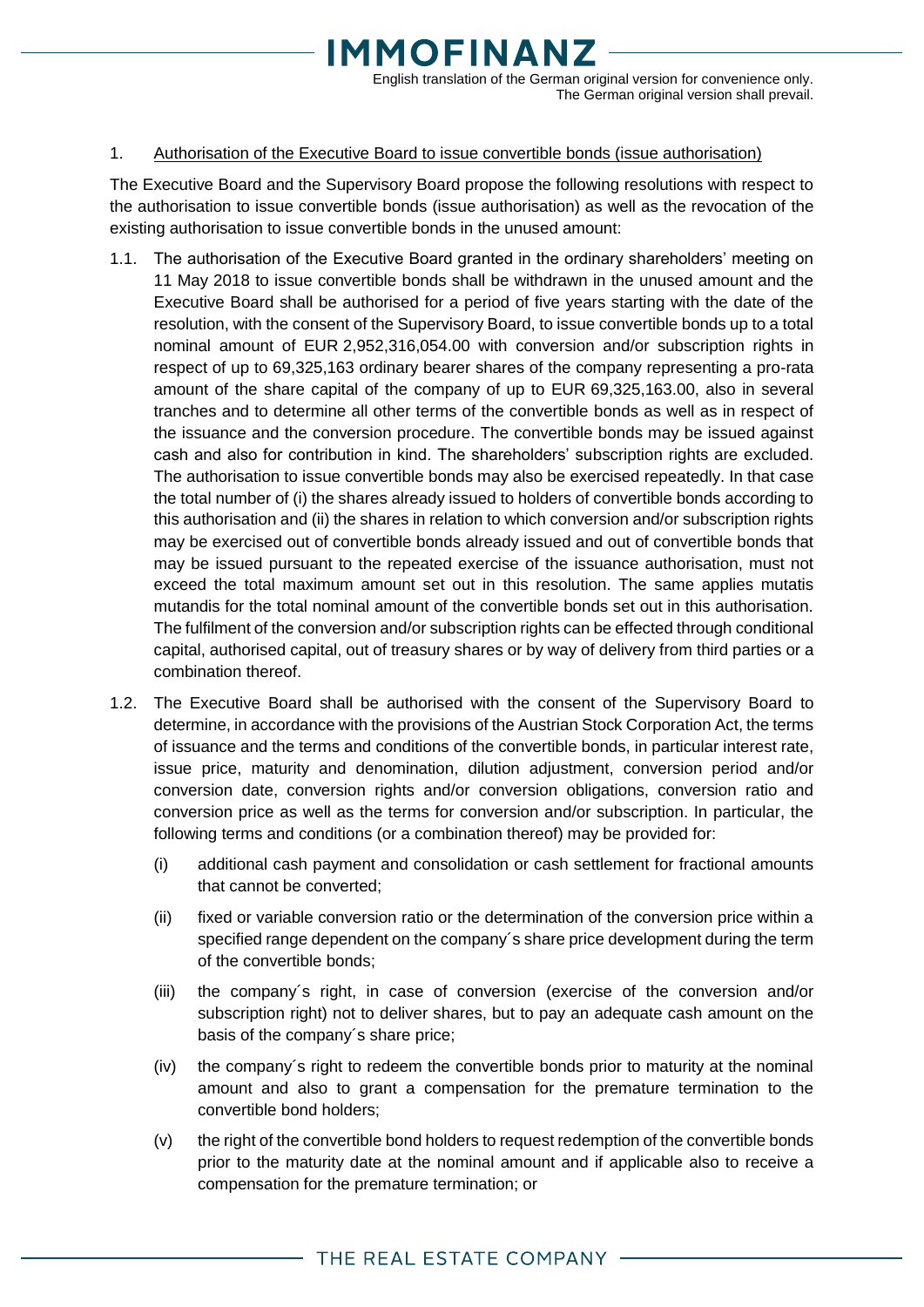1. Authorisation of the Executive Board to issue convertible bonds (issue authorisation)

The Executive Board and the Supervisory Board propose the following resolutions with respect to the authorisation to issue convertible bonds (issue authorisation) as well as the revocation of the existing authorisation to issue convertible bonds in the unused amount:

1.1. The authorisation of the Executive Board granted in the ordinary shareholders' meeting on 11 May 2018 to issue convertible bonds shall be withdrawn in the unused amount and the Executive Board shall be authorised for a period of five years starting with the date of the resolution, with the consent of the Supervisory Board, to issue convertible bonds up to a total nominal amount of EUR 2,952,316,054.00 with conversion and/or subscription rights in respect of up to 69,325,163 ordinary bearer shares of the company representing a pro-rata amount of the share capital of the company of up to EUR 69,325,163.00, also in several tranches and to determine all other terms of the convertible bonds as well as in respect of the issuance and the conversion procedure. The convertible bonds may be issued against cash and also for contribution in kind. The shareholders' subscription rights are excluded. The authorisation to issue convertible bonds may also be exercised repeatedly. In that case the total number of (i) the shares already issued to holders of convertible bonds according to this authorisation and (ii) the shares in relation to which conversion and/or subscription rights may be exercised out of convertible bonds already issued and out of convertible bonds that may be issued pursuant to the repeated exercise of the issuance authorisation, must not exceed the total maximum amount set out in this resolution. The same applies mutatis mutandis for the total nominal amount of the convertible bonds set out in this authorisation. The fulfilment of the conversion and/or subscription rights can be effected through conditional capital, authorised capital, out of treasury shares or by way of delivery from third parties or a combination thereof.

1.2. The Executive Board shall be authorised with the consent of the Supervisory Board to determine, in accordance with the provisions of the Austrian Stock Corporation Act, the terms of issuance and the terms and conditions of the convertible bonds, in particular interest rate, issue price, maturity and denomination, dilution adjustment, conversion period and/or conversion date, conversion rights and/or conversion obligations, conversion ratio and conversion price as well as the terms for conversion and/or subscription. In particular, the following terms and conditions (or a combination thereof) may be provided for:

   (i) additional cash payment and consolidation or cash settlement for fractional amounts that cannot be converted;

   (ii) fixed or variable conversion ratio or the determination of the conversion price within a specified range dependent on the company´s share price development during the term of the convertible bonds;

   (iii) the company´s right, in case of conversion (exercise of the conversion and/or subscription right) not to deliver shares, but to pay an adequate cash amount on the basis of the company´s share price;

   (iv) the company´s right to redeem the convertible bonds prior to maturity at the nominal amount and also to grant a compensation for the premature termination to the convertible bond holders;

   (v) the right of the convertible bond holders to request redemption of the convertible bonds prior to the maturity date at the nominal amount and if applicable also to receive a compensation for the premature termination; or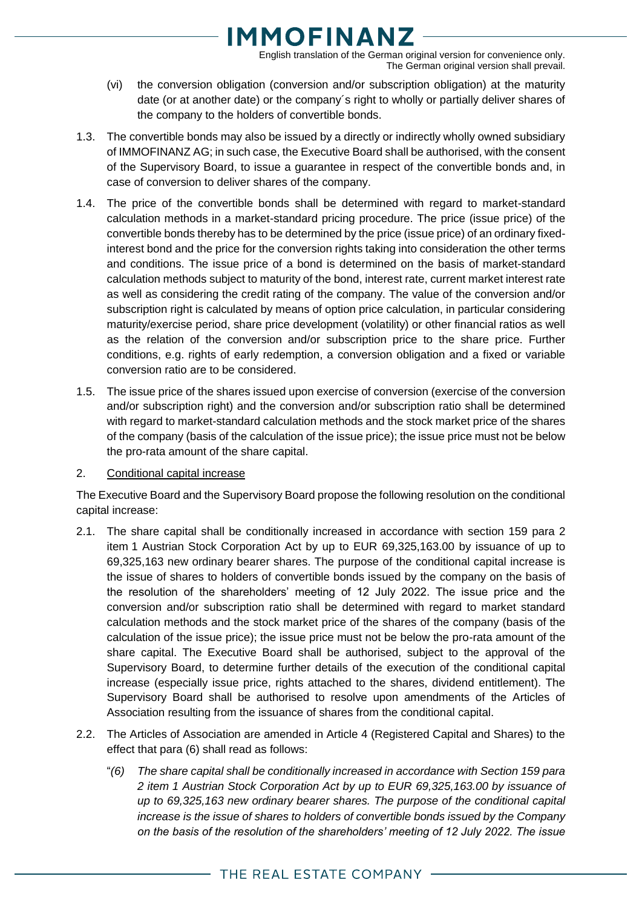(vi) the conversion obligation (conversion and/or subscription obligation) at the maturity date (or at another date) or the company´s right to wholly or partially deliver shares of the company to the holders of convertible bonds.

1.3. The convertible bonds may also be issued by a directly or indirectly wholly owned subsidiary of IMMOFINANZ AG; in such case, the Executive Board shall be authorised, with the consent of the Supervisory Board, to issue a guarantee in respect of the convertible bonds and, in case of conversion to deliver shares of the company.

1.4. The price of the convertible bonds shall be determined with regard to market-standard calculation methods in a market-standard pricing procedure. The price (issue price) of the convertible bonds thereby has to be determined by the price (issue price) of an ordinary fixed-interest bond and the price for the conversion rights taking into consideration the other terms and conditions. The issue price of a bond is determined on the basis of market-standard calculation methods subject to maturity of the bond, interest rate, current market interest rate as well as considering the credit rating of the company. The value of the conversion and/or subscription right is calculated by means of option price calculation, in particular considering maturity/exercise period, share price development (volatility) or other financial ratios as well as the relation of the conversion and/or subscription price to the share price. Further conditions, e.g. rights of early redemption, a conversion obligation and a fixed or variable conversion ratio are to be considered.

1.5. The issue price of the shares issued upon exercise of conversion (exercise of the conversion and/or subscription right) and the conversion and/or subscription ratio shall be determined with regard to market-standard calculation methods and the stock market price of the shares of the company (basis of the calculation of the issue price); the issue price must not be below the pro-rata amount of the share capital.

2. Conditional capital increase

The Executive Board and the Supervisory Board propose the following resolution on the conditional capital increase:

2.1. The share capital shall be conditionally increased in accordance with section 159 para 2 item 1 Austrian Stock Corporation Act by up to EUR 69,325,163.00 by issuance of up to 69,325,163 new ordinary bearer shares. The purpose of the conditional capital increase is the issue of shares to holders of convertible bonds issued by the company on the basis of the resolution of the shareholders' meeting of 12 July 2022. The issue price and the conversion and/or subscription ratio shall be determined with regard to market standard calculation methods and the stock market price of the shares of the company (basis of the calculation of the issue price); the issue price must not be below the pro-rata amount of the share capital. The Executive Board shall be authorised, subject to the approval of the Supervisory Board, to determine further details of the execution of the conditional capital increase (especially issue price, rights attached to the shares, dividend entitlement). The Supervisory Board shall be authorised to resolve upon amendments of the Articles of Association resulting from the issuance of shares from the conditional capital.

2.2. The Articles of Association are amended in Article 4 (Registered Capital and Shares) to the effect that para (6) shall read as follows:

"*(6) The share capital shall be conditionally increased in accordance with Section 159 para 2 item 1 Austrian Stock Corporation Act by up to EUR 69,325,163.00 by issuance of up to 69,325,163 new ordinary bearer shares. The purpose of the conditional capital increase is the issue of shares to holders of convertible bonds issued by the Company on the basis of the resolution of the shareholders' meeting of 12 July 2022. The issue*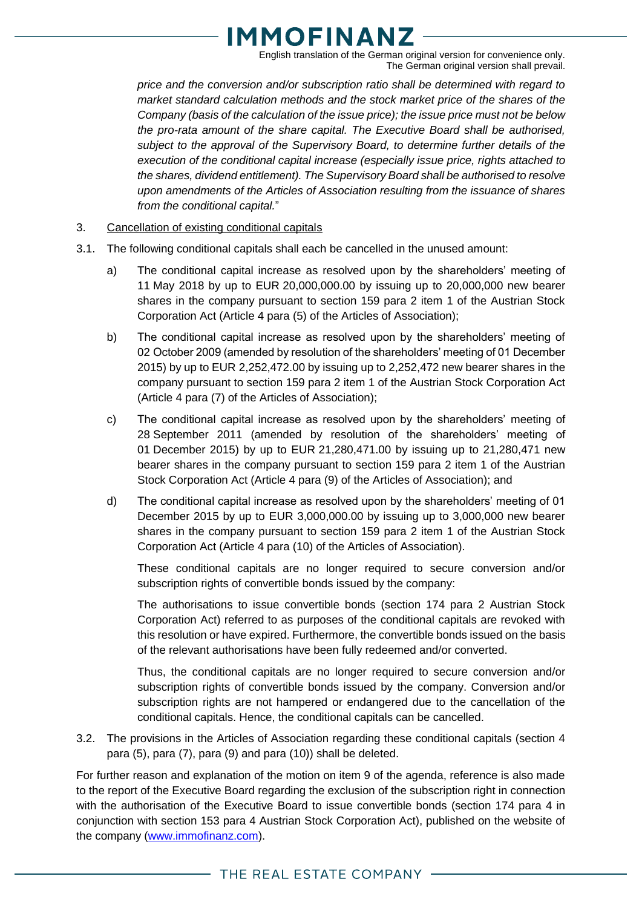*price and the conversion and/or subscription ratio shall be determined with regard to market standard calculation methods and the stock market price of the shares of the Company (basis of the calculation of the issue price); the issue price must not be below the pro-rata amount of the share capital. The Executive Board shall be authorised, subject to the approval of the Supervisory Board, to determine further details of the execution of the conditional capital increase (especially issue price, rights attached to the shares, dividend entitlement). The Supervisory Board shall be authorised to resolve upon amendments of the Articles of Association resulting from the issuance of shares from the conditional capital.*"

3. Cancellation of existing conditional capitals

3.1. The following conditional capitals shall each be cancelled in the unused amount:

a) The conditional capital increase as resolved upon by the shareholders' meeting of 11 May 2018 by up to EUR 20,000,000.00 by issuing up to 20,000,000 new bearer shares in the company pursuant to section 159 para 2 item 1 of the Austrian Stock Corporation Act (Article 4 para (5) of the Articles of Association);

b) The conditional capital increase as resolved upon by the shareholders' meeting of 02 October 2009 (amended by resolution of the shareholders' meeting of 01 December 2015) by up to EUR 2,252,472.00 by issuing up to 2,252,472 new bearer shares in the company pursuant to section 159 para 2 item 1 of the Austrian Stock Corporation Act (Article 4 para (7) of the Articles of Association);

c) The conditional capital increase as resolved upon by the shareholders' meeting of 28 September 2011 (amended by resolution of the shareholders' meeting of 01 December 2015) by up to EUR 21,280,471.00 by issuing up to 21,280,471 new bearer shares in the company pursuant to section 159 para 2 item 1 of the Austrian Stock Corporation Act (Article 4 para (9) of the Articles of Association); and

d) The conditional capital increase as resolved upon by the shareholders' meeting of 01 December 2015 by up to EUR 3,000,000.00 by issuing up to 3,000,000 new bearer shares in the company pursuant to section 159 para 2 item 1 of the Austrian Stock Corporation Act (Article 4 para (10) of the Articles of Association).

These conditional capitals are no longer required to secure conversion and/or subscription rights of convertible bonds issued by the company:

The authorisations to issue convertible bonds (section 174 para 2 Austrian Stock Corporation Act) referred to as purposes of the conditional capitals are revoked with this resolution or have expired. Furthermore, the convertible bonds issued on the basis of the relevant authorisations have been fully redeemed and/or converted.

Thus, the conditional capitals are no longer required to secure conversion and/or subscription rights of convertible bonds issued by the company. Conversion and/or subscription rights are not hampered or endangered due to the cancellation of the conditional capitals. Hence, the conditional capitals can be cancelled.

3.2. The provisions in the Articles of Association regarding these conditional capitals (section 4 para (5), para (7), para (9) and para (10)) shall be deleted.

For further reason and explanation of the motion on item 9 of the agenda, reference is also made to the report of the Executive Board regarding the exclusion of the subscription right in connection with the authorisation of the Executive Board to issue convertible bonds (section 174 para 4 in conjunction with section 153 para 4 Austrian Stock Corporation Act), published on the website of the company (www.immofinanz.com).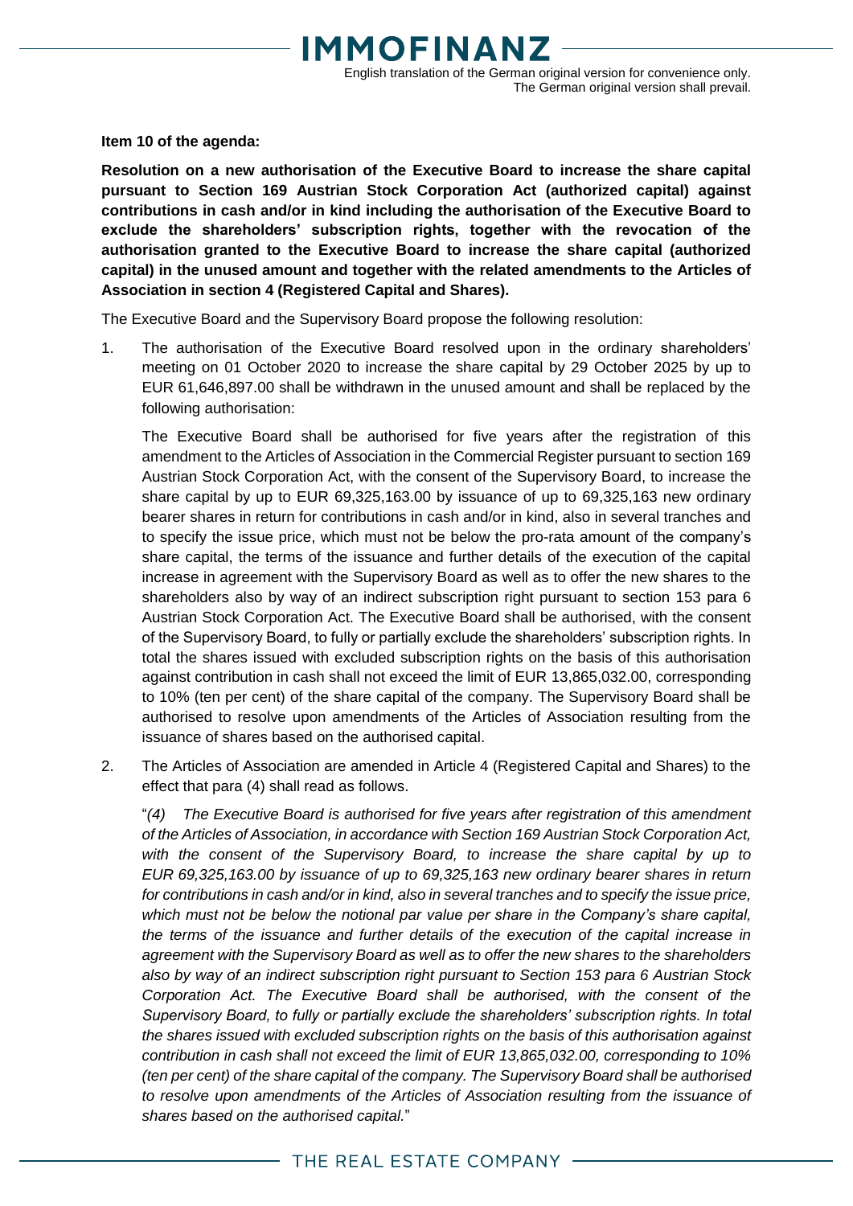**Item 10 of the agenda:**

**Resolution on a new authorisation of the Executive Board to increase the share capital pursuant to Section 169 Austrian Stock Corporation Act (authorized capital) against contributions in cash and/or in kind including the authorisation of the Executive Board to exclude the shareholders' subscription rights, together with the revocation of the authorisation granted to the Executive Board to increase the share capital (authorized capital) in the unused amount and together with the related amendments to the Articles of Association in section 4 (Registered Capital and Shares).**

The Executive Board and the Supervisory Board propose the following resolution:

1. The authorisation of the Executive Board resolved upon in the ordinary shareholders' meeting on 01 October 2020 to increase the share capital by 29 October 2025 by up to EUR 61,646,897.00 shall be withdrawn in the unused amount and shall be replaced by the following authorisation:

   The Executive Board shall be authorised for five years after the registration of this amendment to the Articles of Association in the Commercial Register pursuant to section 169 Austrian Stock Corporation Act, with the consent of the Supervisory Board, to increase the share capital by up to EUR 69,325,163.00 by issuance of up to 69,325,163 new ordinary bearer shares in return for contributions in cash and/or in kind, also in several tranches and to specify the issue price, which must not be below the pro-rata amount of the company's share capital, the terms of the issuance and further details of the execution of the capital increase in agreement with the Supervisory Board as well as to offer the new shares to the shareholders also by way of an indirect subscription right pursuant to section 153 para 6 Austrian Stock Corporation Act. The Executive Board shall be authorised, with the consent of the Supervisory Board, to fully or partially exclude the shareholders' subscription rights. In total the shares issued with excluded subscription rights on the basis of this authorisation against contribution in cash shall not exceed the limit of EUR 13,865,032.00, corresponding to 10% (ten per cent) of the share capital of the company. The Supervisory Board shall be authorised to resolve upon amendments of the Articles of Association resulting from the issuance of shares based on the authorised capital.

2. The Articles of Association are amended in Article 4 (Registered Capital and Shares) to the effect that para (4) shall read as follows.

   "*(4) The Executive Board is authorised for five years after registration of this amendment of the Articles of Association, in accordance with Section 169 Austrian Stock Corporation Act, with the consent of the Supervisory Board, to increase the share capital by up to EUR 69,325,163.00 by issuance of up to 69,325,163 new ordinary bearer shares in return for contributions in cash and/or in kind, also in several tranches and to specify the issue price, which must not be below the notional par value per share in the Company's share capital, the terms of the issuance and further details of the execution of the capital increase in agreement with the Supervisory Board as well as to offer the new shares to the shareholders also by way of an indirect subscription right pursuant to Section 153 para 6 Austrian Stock Corporation Act. The Executive Board shall be authorised, with the consent of the Supervisory Board, to fully or partially exclude the shareholders' subscription rights. In total the shares issued with excluded subscription rights on the basis of this authorisation against contribution in cash shall not exceed the limit of EUR 13,865,032.00, corresponding to 10% (ten per cent) of the share capital of the company. The Supervisory Board shall be authorised to resolve upon amendments of the Articles of Association resulting from the issuance of shares based on the authorised capital.*"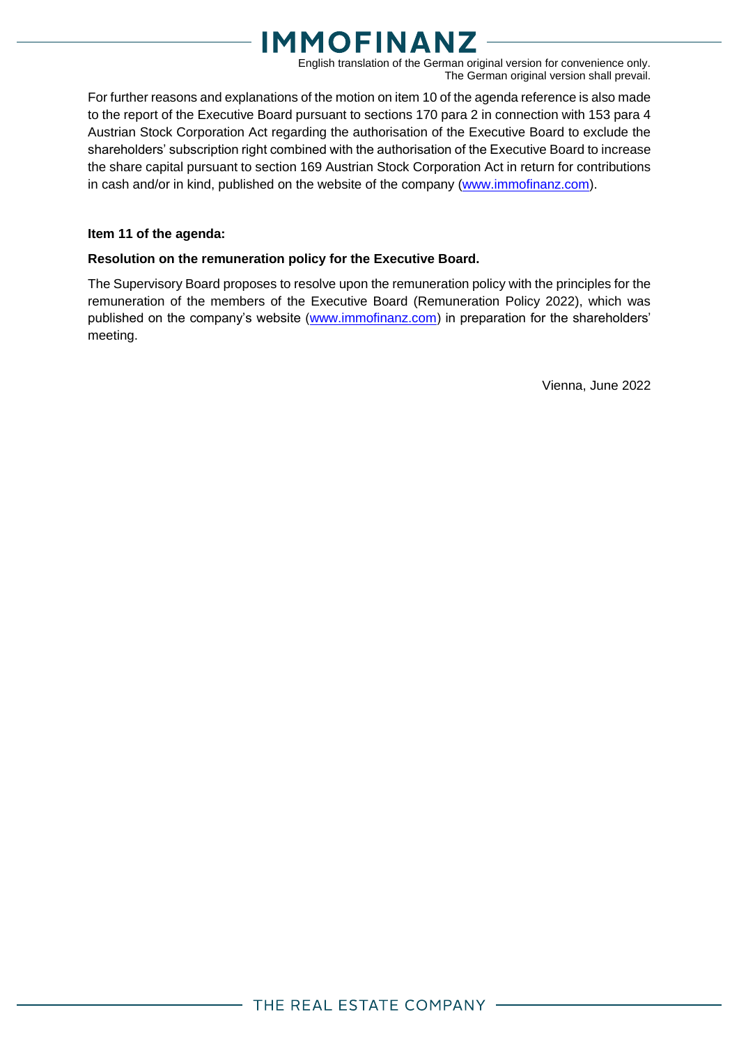For further reasons and explanations of the motion on item 10 of the agenda reference is also made to the report of the Executive Board pursuant to sections 170 para 2 in connection with 153 para 4 Austrian Stock Corporation Act regarding the authorisation of the Executive Board to exclude the shareholders' subscription right combined with the authorisation of the Executive Board to increase the share capital pursuant to section 169 Austrian Stock Corporation Act in return for contributions in cash and/or in kind, published on the website of the company (www.immofinanz.com).

**Item 11 of the agenda:**

**Resolution on the remuneration policy for the Executive Board.**

The Supervisory Board proposes to resolve upon the remuneration policy with the principles for the remuneration of the members of the Executive Board (Remuneration Policy 2022), which was published on the company's website (www.immofinanz.com) in preparation for the shareholders' meeting.

Vienna, June 2022